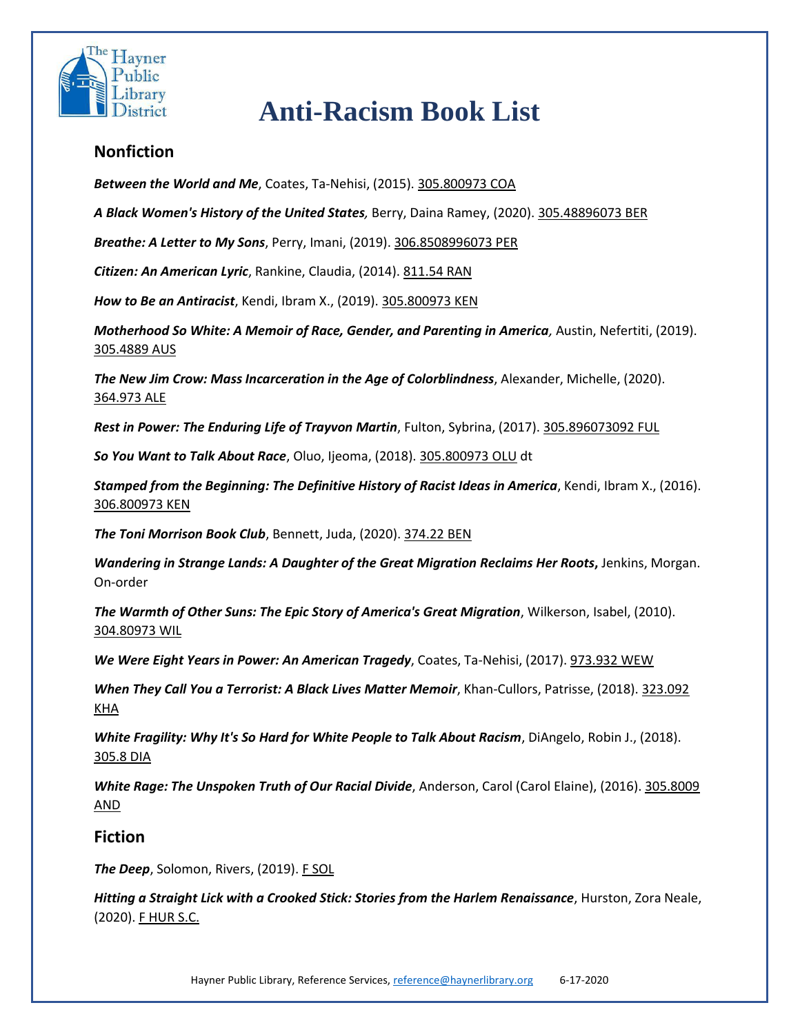# Anti-Racism Book List

## Nonfiction

***Between the World and Me***, Coates, Ta-Nehisi, (2015). 305.800973 COA

***A Black Women's History of the United States,*** Berry, Daina Ramey, (2020). 305.48896073 BER

***Breathe: A Letter to My Sons***, Perry, Imani, (2019). 306.8508996073 PER

***Citizen: An American Lyric***, Rankine, Claudia, (2014). 811.54 RAN

***How to Be an Antiracist***, Kendi, Ibram X., (2019). 305.800973 KEN

***Motherhood So White: A Memoir of Race, Gender, and Parenting in America,*** Austin, Nefertiti, (2019). 305.4889 AUS

***The New Jim Crow: Mass Incarceration in the Age of Colorblindness***, Alexander, Michelle, (2020). 364.973 ALE

***Rest in Power: The Enduring Life of Trayvon Martin***, Fulton, Sybrina, (2017). 305.896073092 FUL

***So You Want to Talk About Race***, Oluo, Ijeoma, (2018). 305.800973 OLU dt

***Stamped from the Beginning: The Definitive History of Racist Ideas in America***, Kendi, Ibram X., (2016). 306.800973 KEN

***The Toni Morrison Book Club***, Bennett, Juda, (2020). 374.22 BEN

***Wandering in Strange Lands: A Daughter of the Great Migration Reclaims Her Roots*****,** Jenkins, Morgan. On-order

***The Warmth of Other Suns: The Epic Story of America's Great Migration***, Wilkerson, Isabel, (2010). 304.80973 WIL

***We Were Eight Years in Power: An American Tragedy***, Coates, Ta-Nehisi, (2017). 973.932 WEW

***When They Call You a Terrorist: A Black Lives Matter Memoir***, Khan-Cullors, Patrisse, (2018). 323.092 KHA

***White Fragility: Why It's So Hard for White People to Talk About Racism***, DiAngelo, Robin J., (2018). 305.8 DIA

***White Rage: The Unspoken Truth of Our Racial Divide***, Anderson, Carol (Carol Elaine), (2016). 305.8009 AND

## Fiction

***The Deep***, Solomon, Rivers, (2019). F SOL

***Hitting a Straight Lick with a Crooked Stick: Stories from the Harlem Renaissance***, Hurston, Zora Neale, (2020). F HUR S.C.

Hayner Public Library, Reference Services, reference@haynerlibrary.org 6-17-2020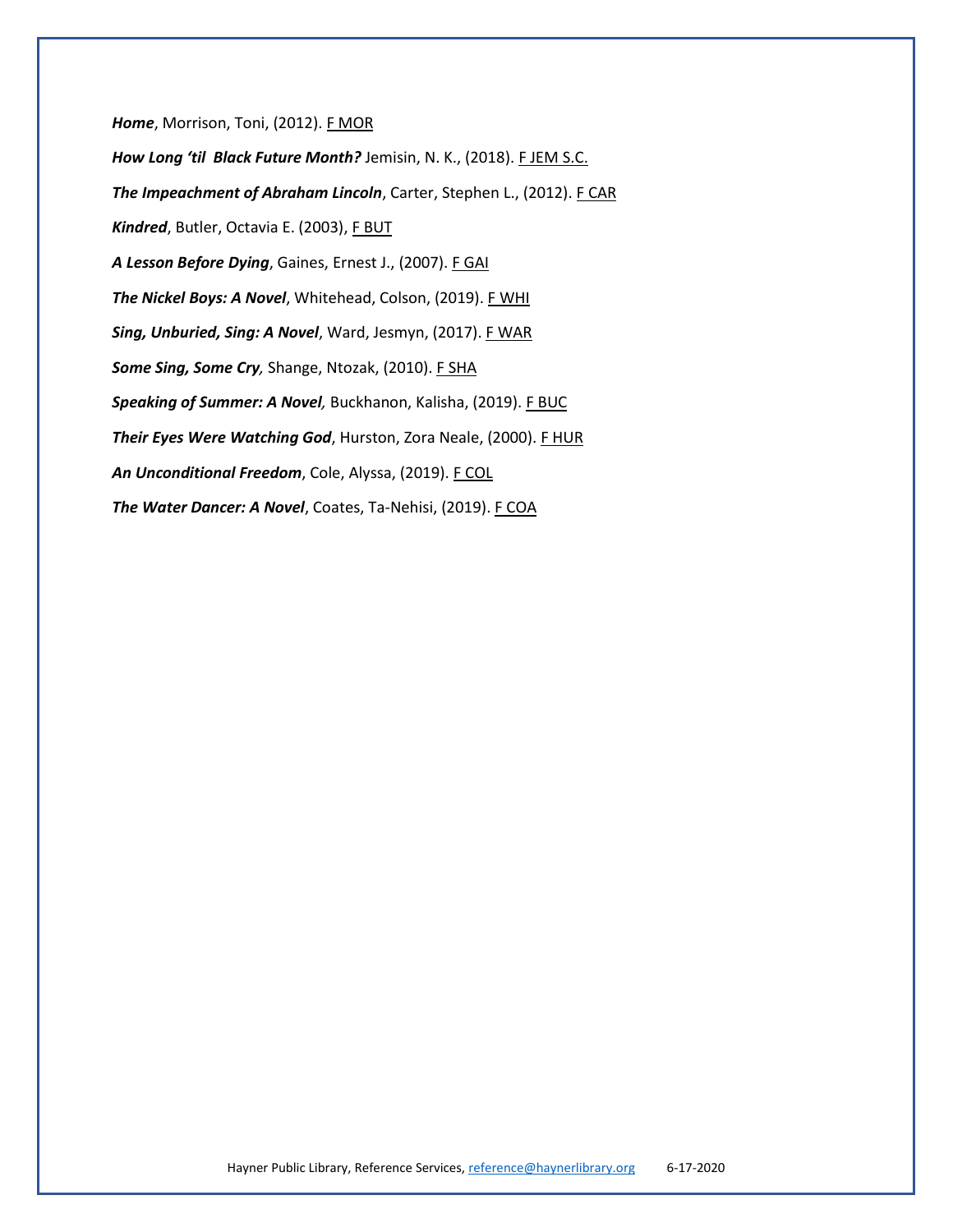***Home***, Morrison, Toni, (2012). F MOR

***How Long 'til Black Future Month?*** Jemisin, N. K., (2018). F JEM S.C.

***The Impeachment of Abraham Lincoln***, Carter, Stephen L., (2012). F CAR

***Kindred***, Butler, Octavia E. (2003), F BUT

***A Lesson Before Dying***, Gaines, Ernest J., (2007). F GAI

***The Nickel Boys: A Novel***, Whitehead, Colson, (2019). F WHI

***Sing, Unburied, Sing: A Novel***, Ward, Jesmyn, (2017). F WAR

***Some Sing, Some Cry,*** Shange, Ntozak, (2010). F SHA

***Speaking of Summer: A Novel,*** Buckhanon, Kalisha, (2019). F BUC

***Their Eyes Were Watching God***, Hurston, Zora Neale, (2000). F HUR

***An Unconditional Freedom***, Cole, Alyssa, (2019). F COL

***The Water Dancer: A Novel***, Coates, Ta-Nehisi, (2019). F COA

Hayner Public Library, Reference Services, reference@haynerlibrary.org 6-17-2020